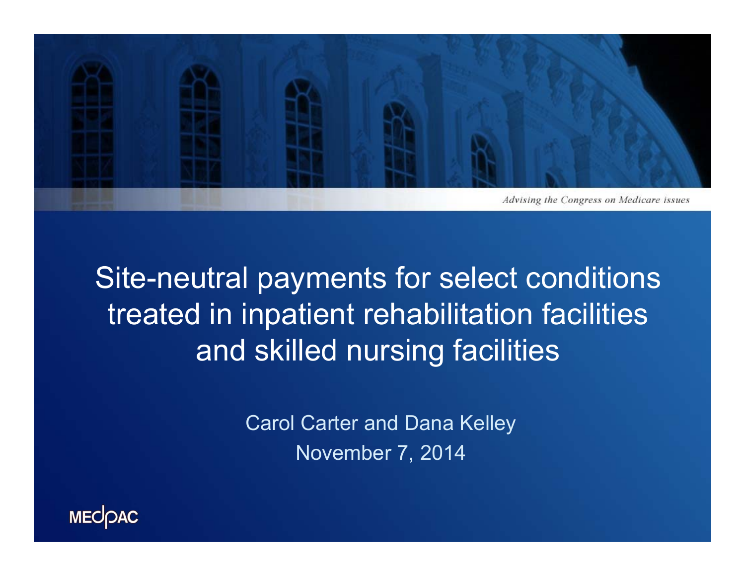*Advising the Congress on Medicare issues*

# Site-neutral payments for select conditions treated in inpatient rehabilitation facilities and skilled nursing facilities

Carol Carter and Dana Kelley

November 7, 2014

MEDPAC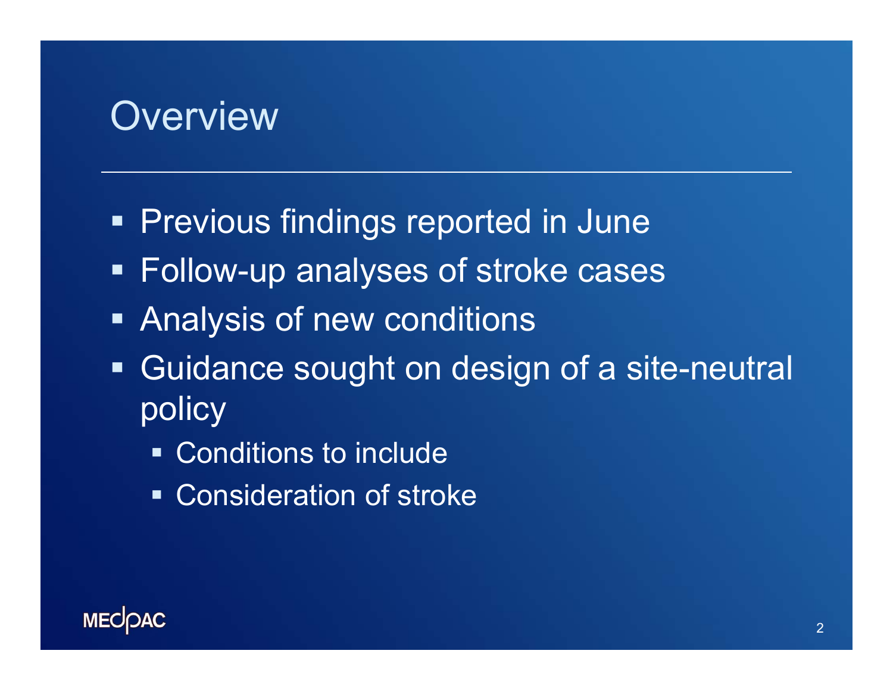# Overview

- Previous findings reported in June
- Follow-up analyses of stroke cases
- Analysis of new conditions
- Guidance sought on design of a site-neutral policy
  - Conditions to include
  - Consideration of stroke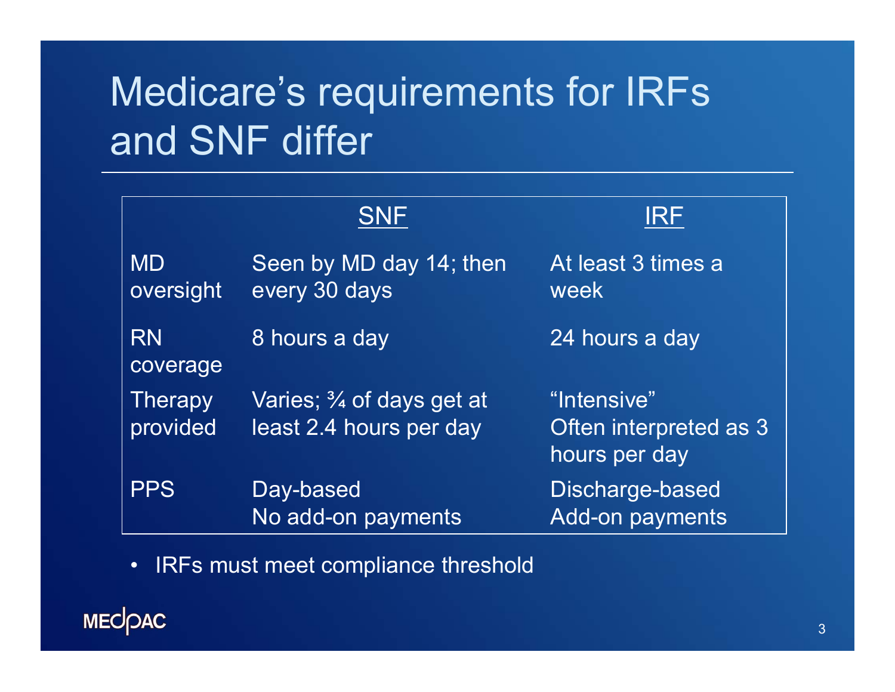# Medicare's requirements for IRFs and SNF differ

| | SNF | IRF |
|---|---|---|
| MD oversight | Seen by MD day 14; then every 30 days | At least 3 times a week |
| RN coverage | 8 hours a day | 24 hours a day |
| Therapy provided | Varies; ¾ of days get at least 2.4 hours per day | "Intensive" Often interpreted as 3 hours per day |
| PPS | Day-based No add-on payments | Discharge-based Add-on payments |

- IRFs must meet compliance threshold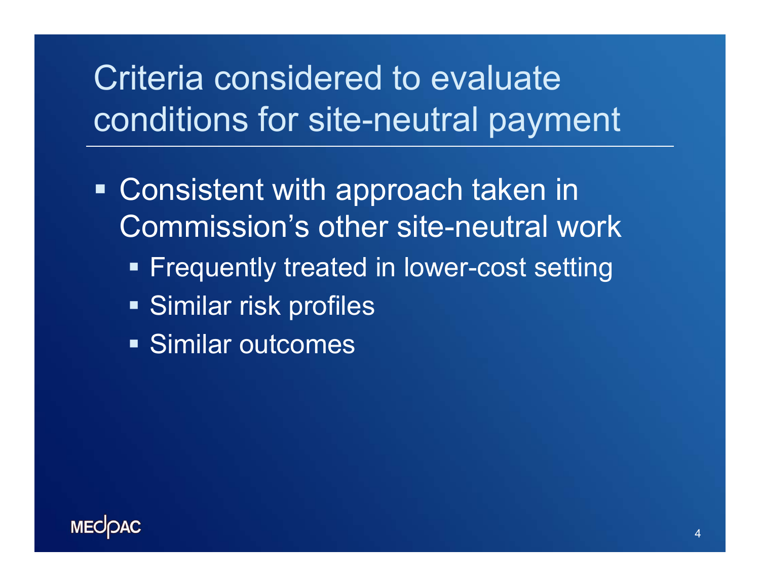# Criteria considered to evaluate conditions for site-neutral payment

- Consistent with approach taken in Commission's other site-neutral work
  - Frequently treated in lower-cost setting
  - Similar risk profiles
  - Similar outcomes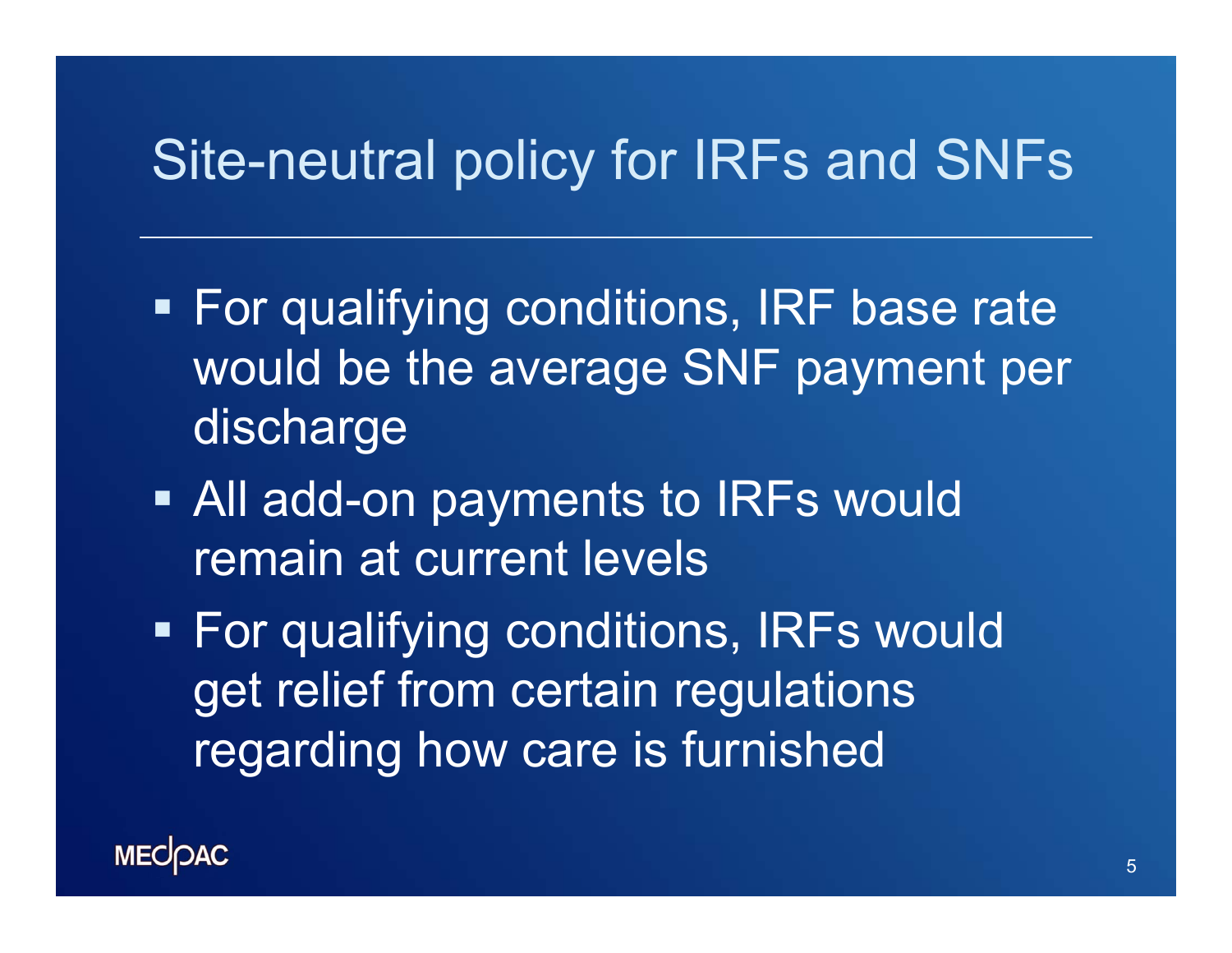# Site-neutral policy for IRFs and SNFs

- For qualifying conditions, IRF base rate would be the average SNF payment per discharge
- All add-on payments to IRFs would remain at current levels
- For qualifying conditions, IRFs would get relief from certain regulations regarding how care is furnished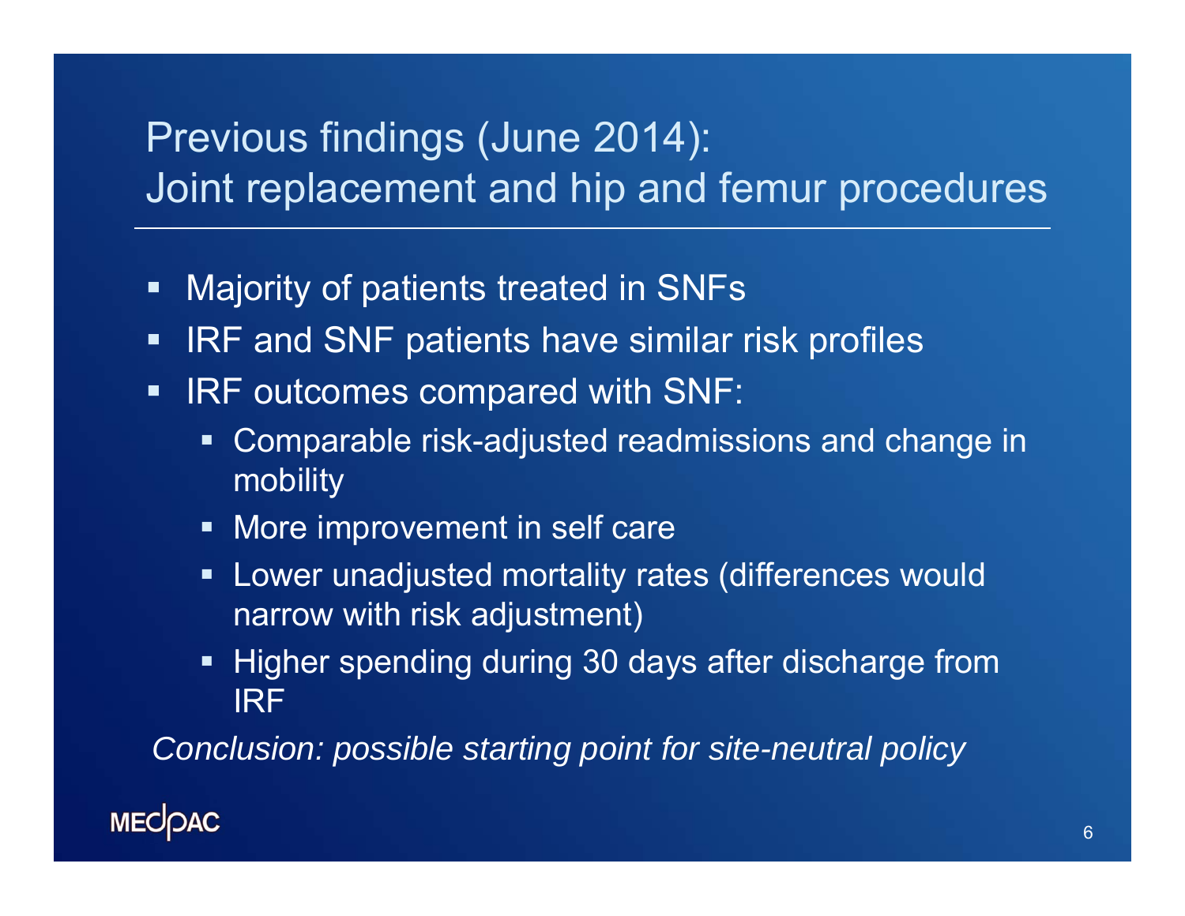# Previous findings (June 2014): Joint replacement and hip and femur procedures

- Majority of patients treated in SNFs
- IRF and SNF patients have similar risk profiles
- IRF outcomes compared with SNF:
  - Comparable risk-adjusted readmissions and change in mobility
  - More improvement in self care
  - Lower unadjusted mortality rates (differences would narrow with risk adjustment)
  - Higher spending during 30 days after discharge from IRF

*Conclusion: possible starting point for site-neutral policy*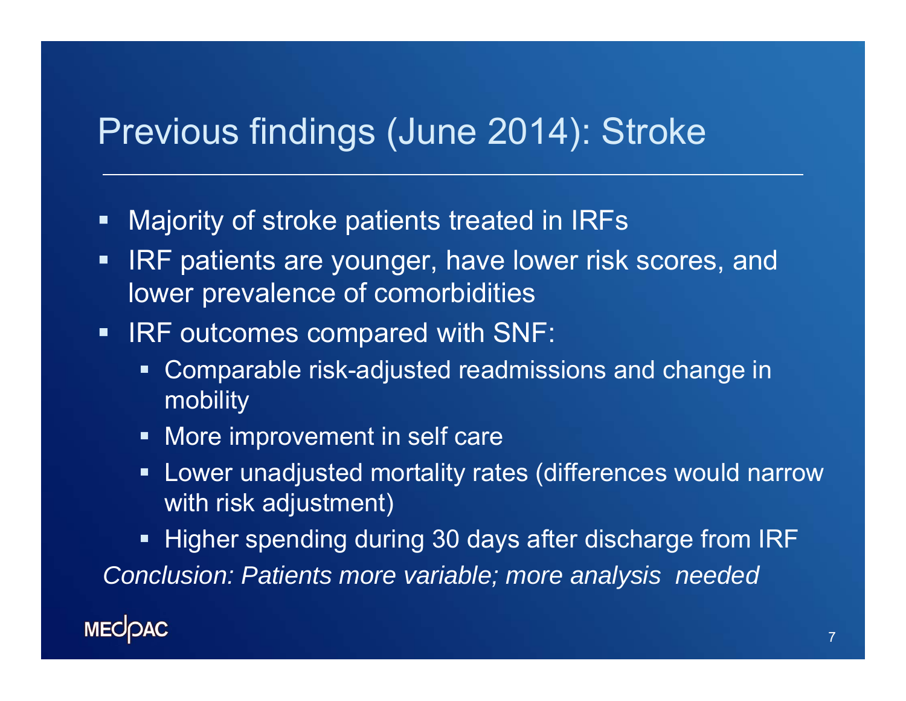# Previous findings (June 2014): Stroke

- Majority of stroke patients treated in IRFs
- IRF patients are younger, have lower risk scores, and lower prevalence of comorbidities
- IRF outcomes compared with SNF:
  - Comparable risk-adjusted readmissions and change in mobility
  - More improvement in self care
  - Lower unadjusted mortality rates (differences would narrow with risk adjustment)
  - Higher spending during 30 days after discharge from IRF

*Conclusion: Patients more variable; more analysis needed*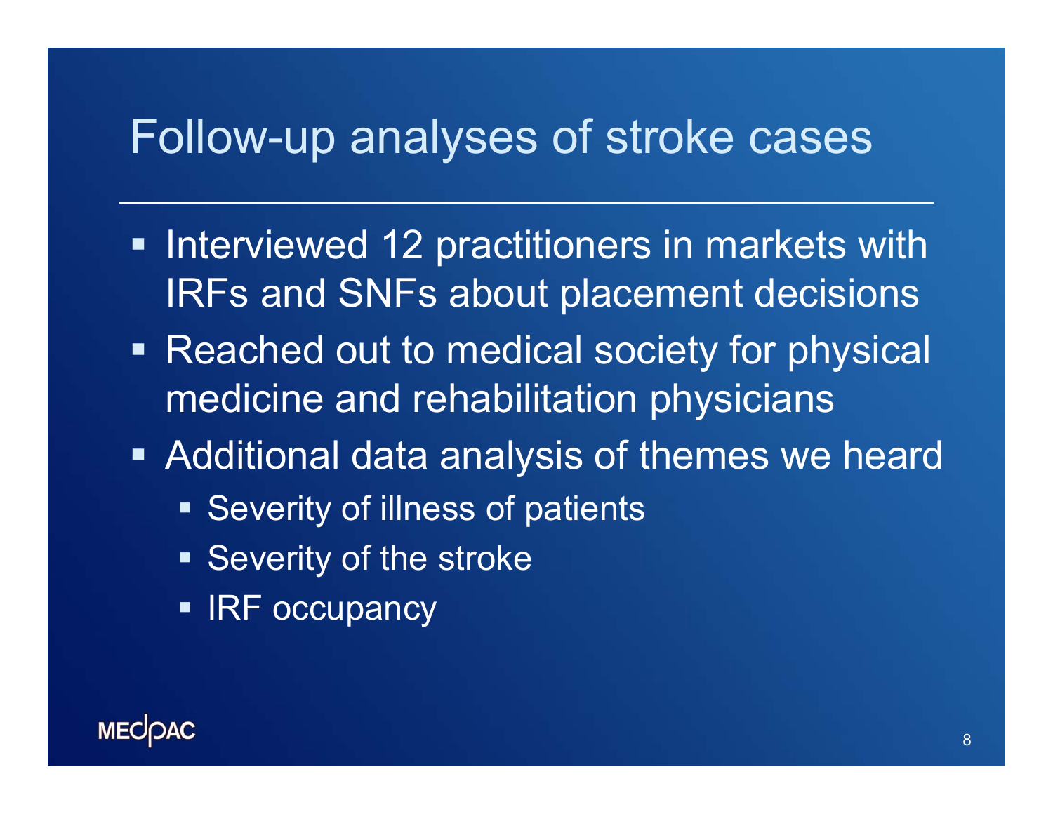# Follow-up analyses of stroke cases

- Interviewed 12 practitioners in markets with IRFs and SNFs about placement decisions
- Reached out to medical society for physical medicine and rehabilitation physicians
- Additional data analysis of themes we heard
  - Severity of illness of patients
  - Severity of the stroke
  - IRF occupancy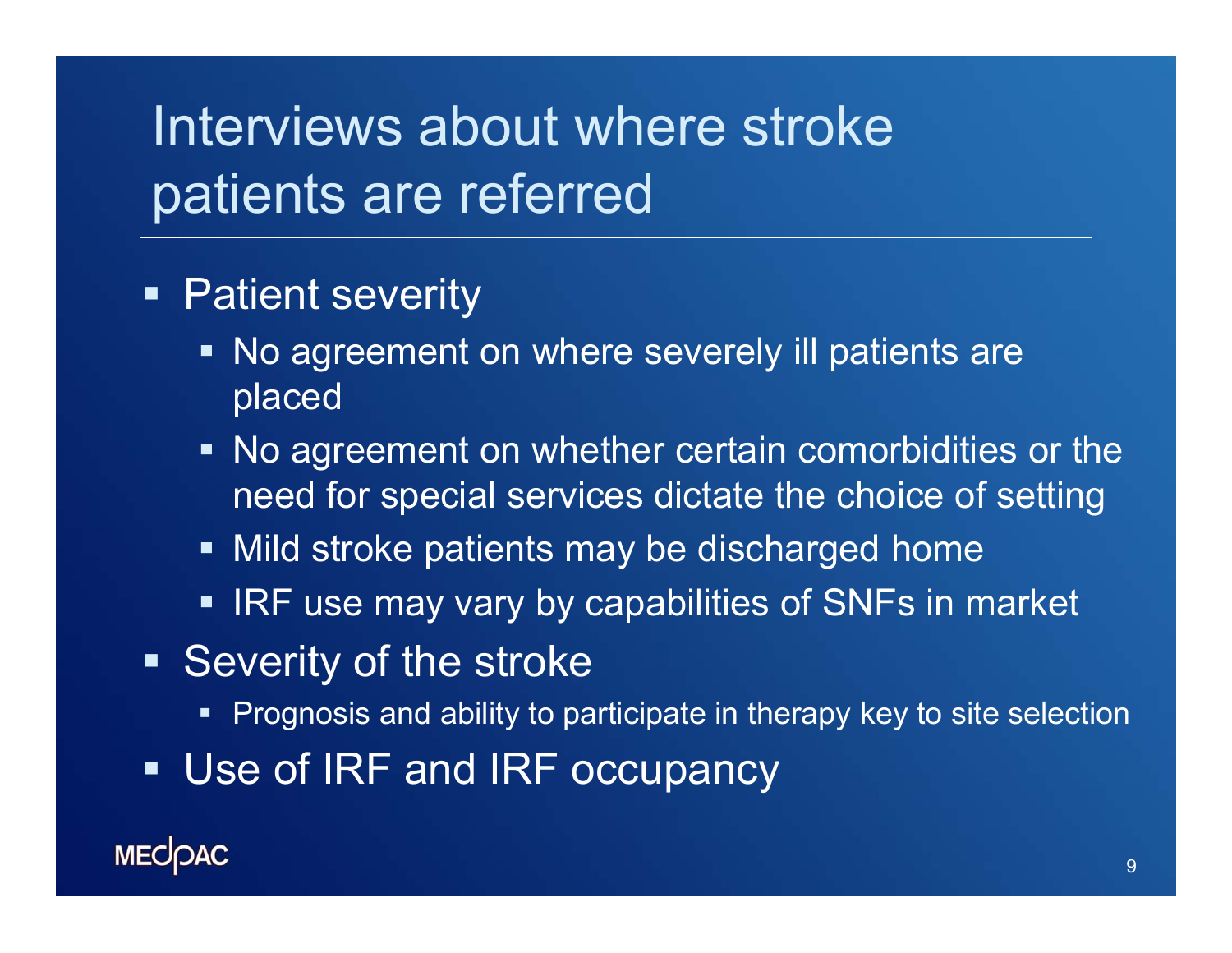# Interviews about where stroke patients are referred

- Patient severity
  - No agreement on where severely ill patients are placed
  - No agreement on whether certain comorbidities or the need for special services dictate the choice of setting
  - Mild stroke patients may be discharged home
  - IRF use may vary by capabilities of SNFs in market
- Severity of the stroke
  - Prognosis and ability to participate in therapy key to site selection
- Use of IRF and IRF occupancy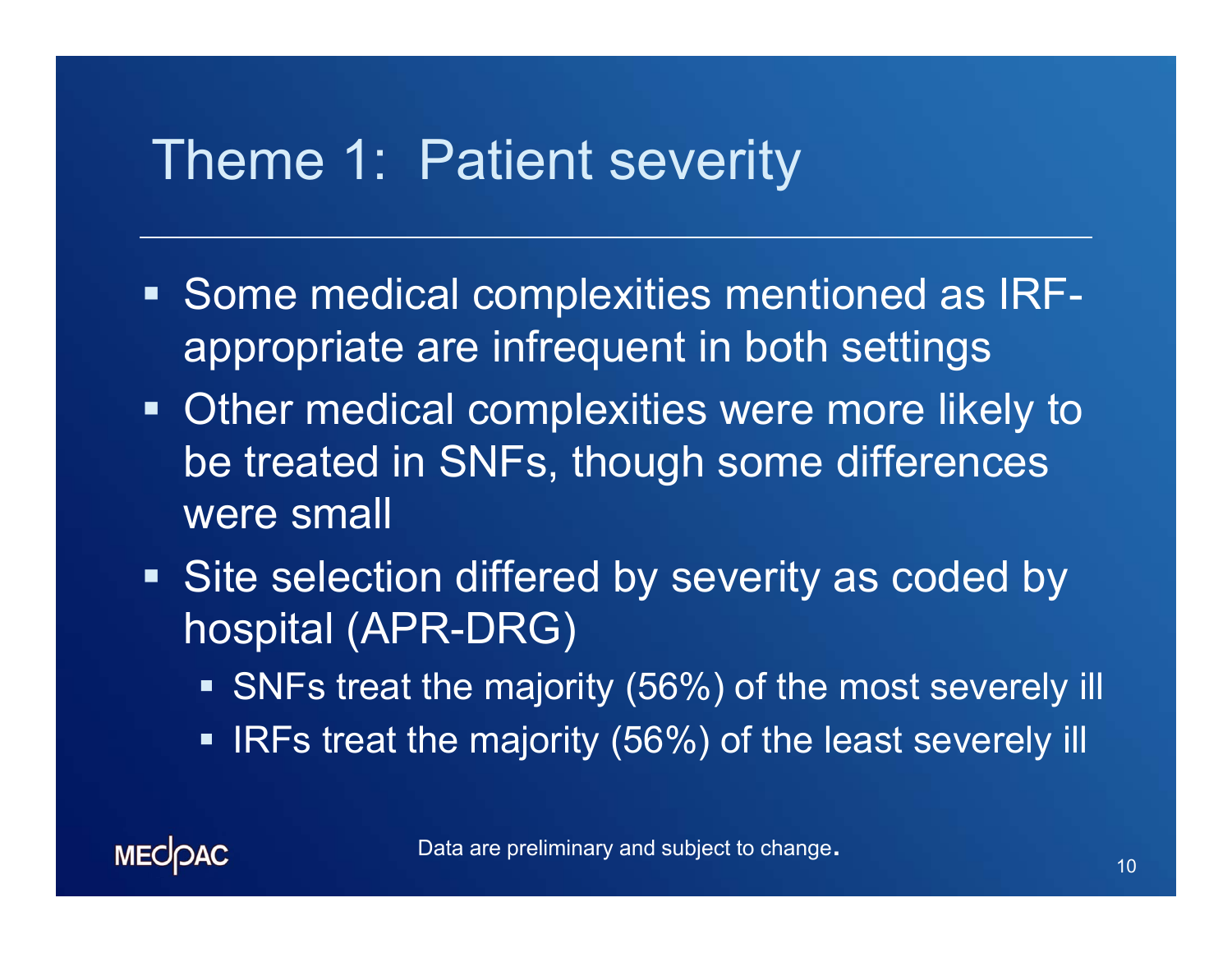# Theme 1: Patient severity

- Some medical complexities mentioned as IRF-appropriate are infrequent in both settings
- Other medical complexities were more likely to be treated in SNFs, though some differences were small
- Site selection differed by severity as coded by hospital (APR-DRG)
  - SNFs treat the majority (56%) of the most severely ill
  - IRFs treat the majority (56%) of the least severely ill

Data are preliminary and subject to change.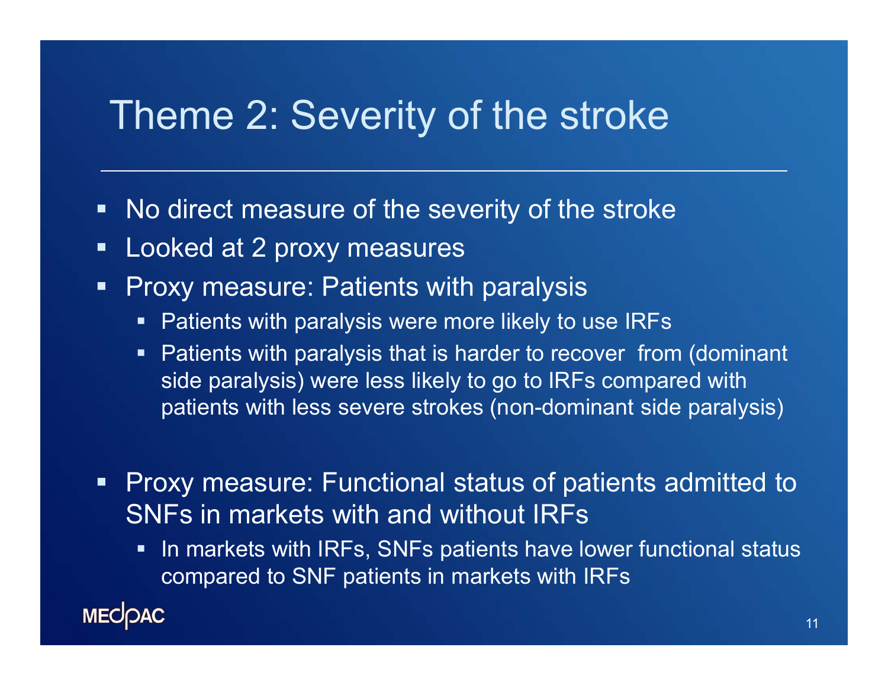# Theme 2: Severity of the stroke

- No direct measure of the severity of the stroke
- Looked at 2 proxy measures
- Proxy measure: Patients with paralysis
  - Patients with paralysis were more likely to use IRFs
  - Patients with paralysis that is harder to recover from (dominant side paralysis) were less likely to go to IRFs compared with patients with less severe strokes (non-dominant side paralysis)
- Proxy measure: Functional status of patients admitted to SNFs in markets with and without IRFs
  - In markets with IRFs, SNFs patients have lower functional status compared to SNF patients in markets with IRFs

MEDPAC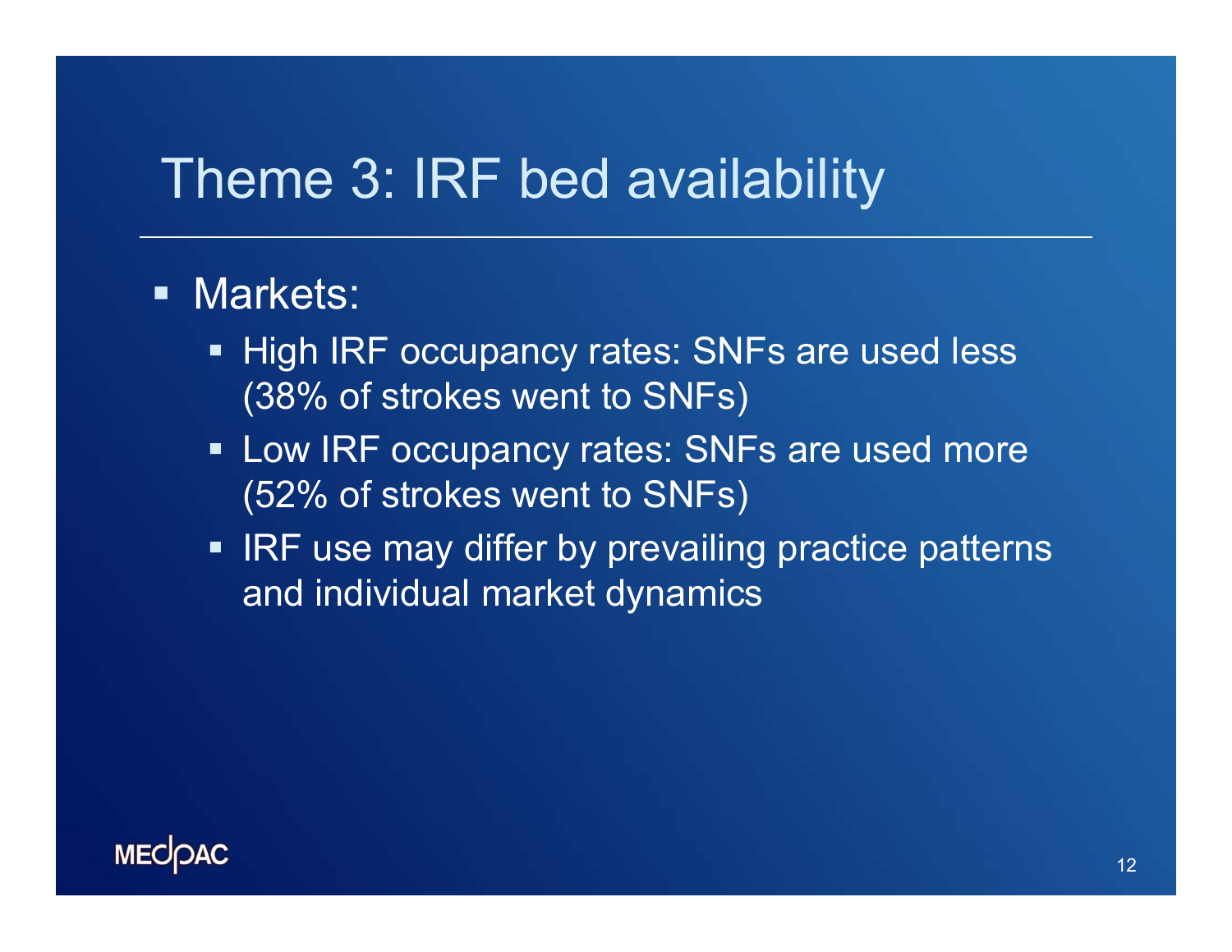# Theme 3: IRF bed availability

- Markets:
  - High IRF occupancy rates: SNFs are used less (38% of strokes went to SNFs)
  - Low IRF occupancy rates: SNFs are used more (52% of strokes went to SNFs)
  - IRF use may differ by prevailing practice patterns and individual market dynamics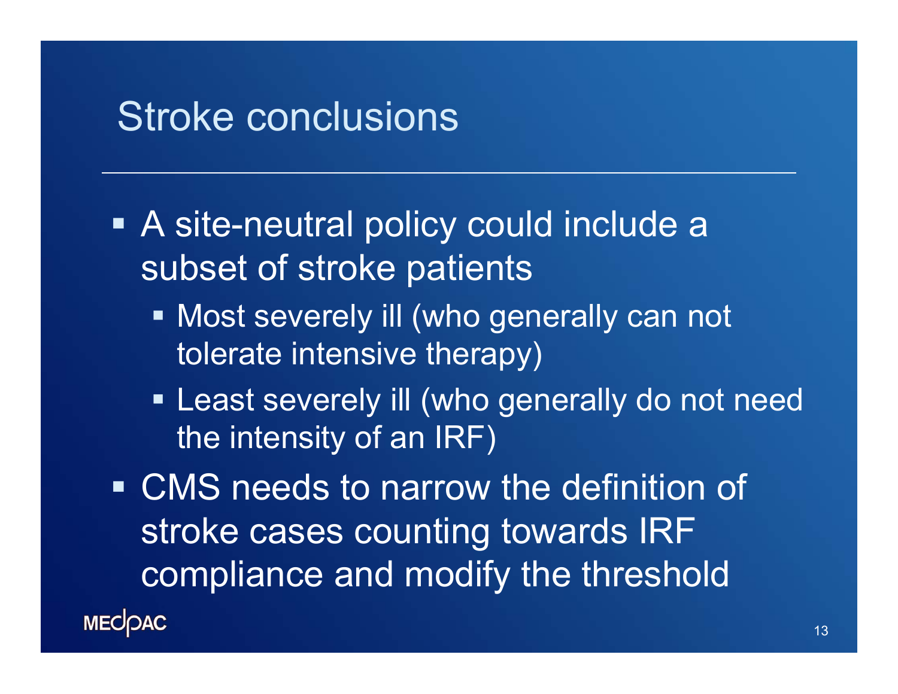# Stroke conclusions

- A site-neutral policy could include a subset of stroke patients
  - Most severely ill (who generally can not tolerate intensive therapy)
  - Least severely ill (who generally do not need the intensity of an IRF)
- CMS needs to narrow the definition of stroke cases counting towards IRF compliance and modify the threshold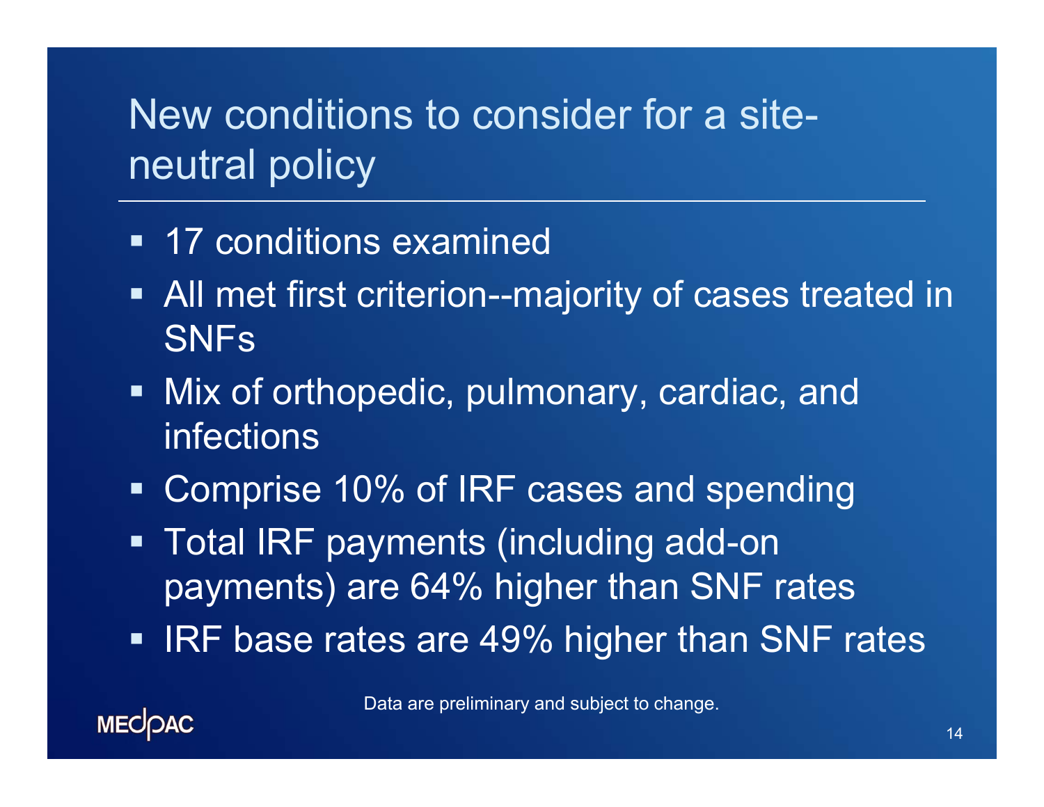# New conditions to consider for a site-neutral policy

- 17 conditions examined
- All met first criterion--majority of cases treated in SNFs
- Mix of orthopedic, pulmonary, cardiac, and infections
- Comprise 10% of IRF cases and spending
- Total IRF payments (including add-on payments) are 64% higher than SNF rates
- IRF base rates are 49% higher than SNF rates

Data are preliminary and subject to change.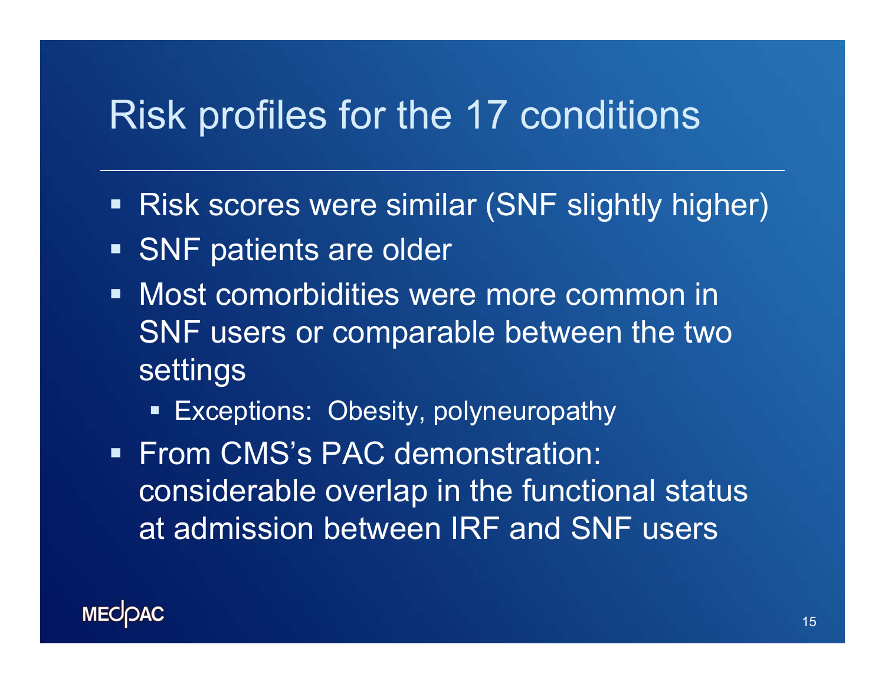# Risk profiles for the 17 conditions

- Risk scores were similar (SNF slightly higher)
- SNF patients are older
- Most comorbidities were more common in SNF users or comparable between the two settings
  - Exceptions: Obesity, polyneuropathy
- From CMS's PAC demonstration: considerable overlap in the functional status at admission between IRF and SNF users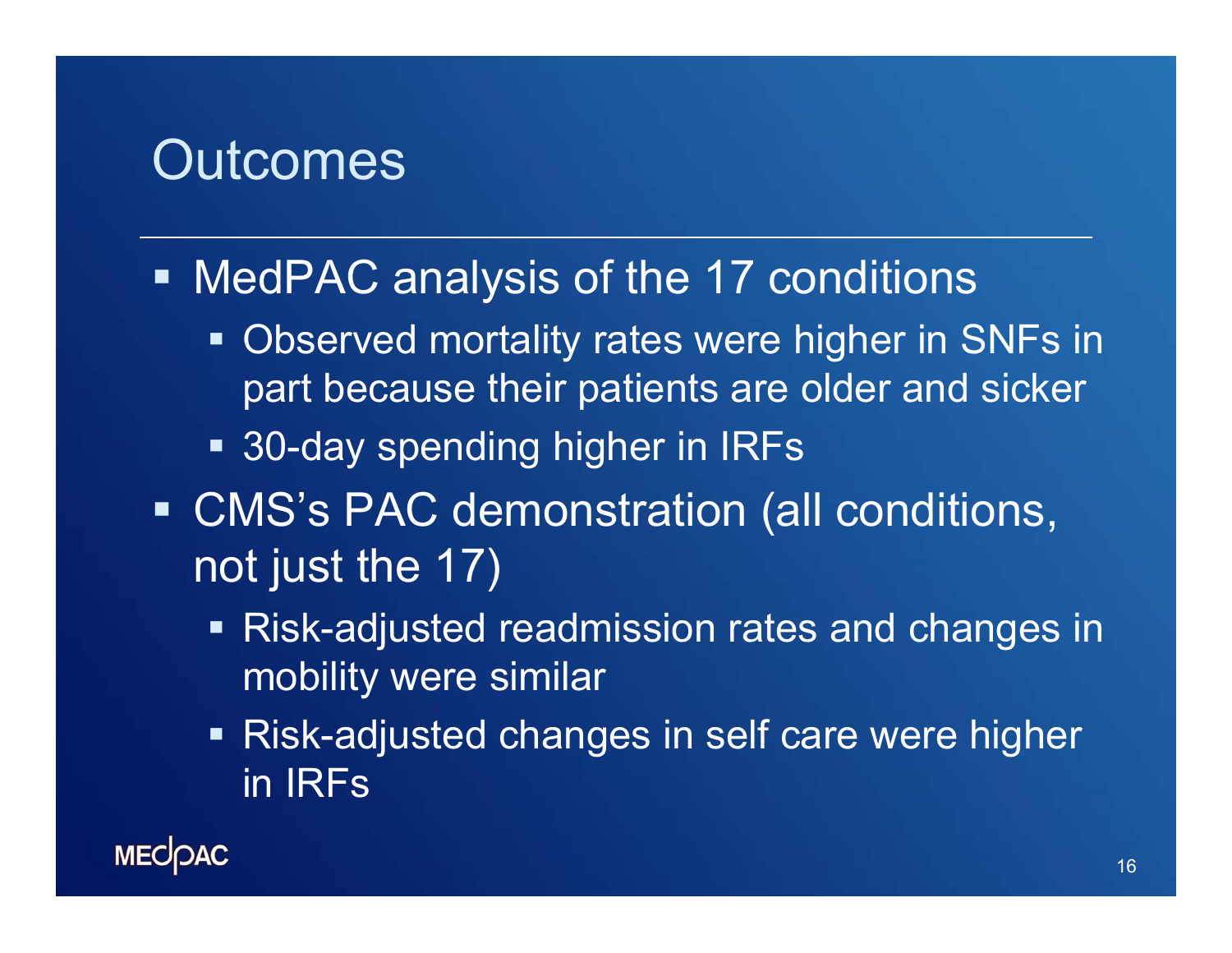# Outcomes

- MedPAC analysis of the 17 conditions
  - Observed mortality rates were higher in SNFs in part because their patients are older and sicker
  - 30-day spending higher in IRFs
- CMS's PAC demonstration (all conditions, not just the 17)
  - Risk-adjusted readmission rates and changes in mobility were similar
  - Risk-adjusted changes in self care were higher in IRFs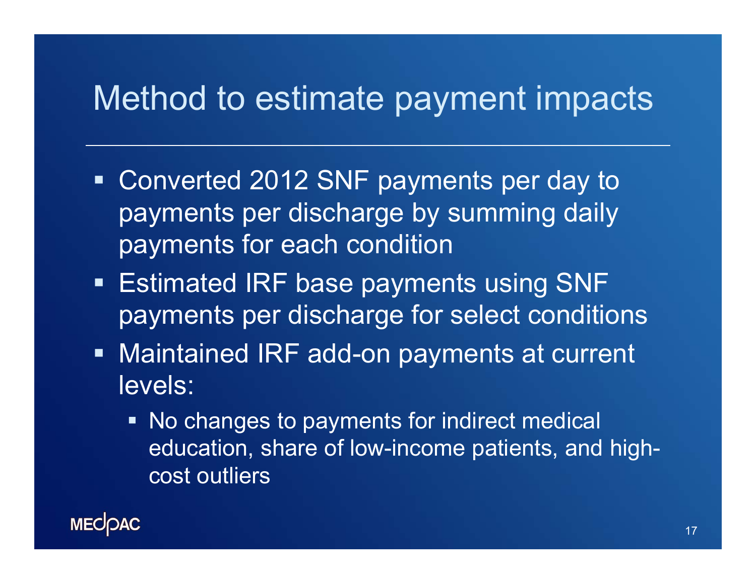# Method to estimate payment impacts

- Converted 2012 SNF payments per day to payments per discharge by summing daily payments for each condition
- Estimated IRF base payments using SNF payments per discharge for select conditions
- Maintained IRF add-on payments at current levels:
  - No changes to payments for indirect medical education, share of low-income patients, and high-cost outliers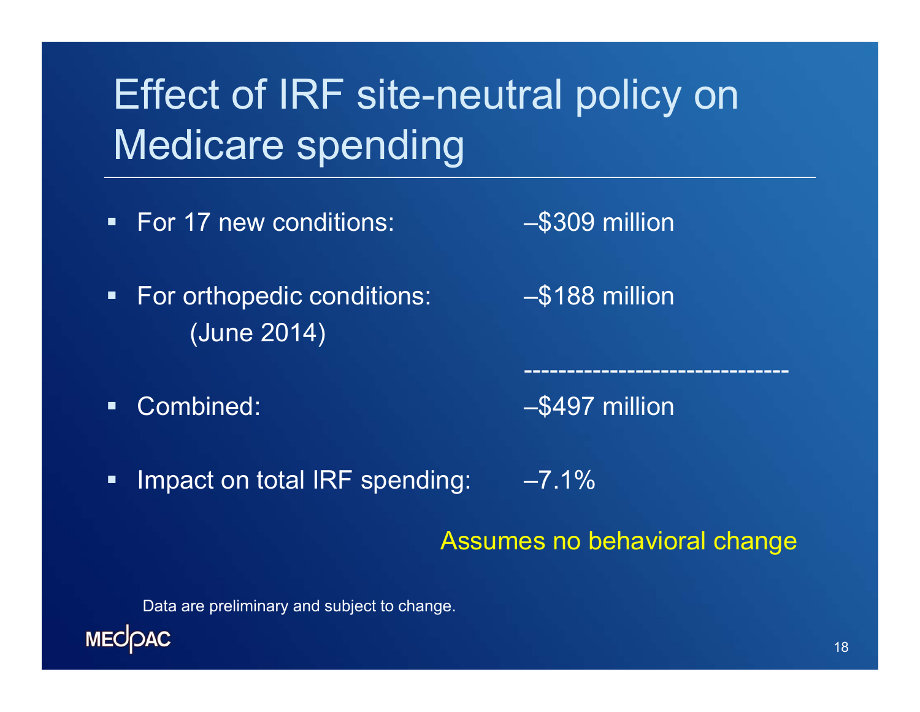# Effect of IRF site-neutral policy on Medicare spending

- For 17 new conditions: –$309 million
- For orthopedic conditions: (June 2014) –$188 million
- Combined: –$497 million
- Impact on total IRF spending: –7.1%

Assumes no behavioral change

Data are preliminary and subject to change.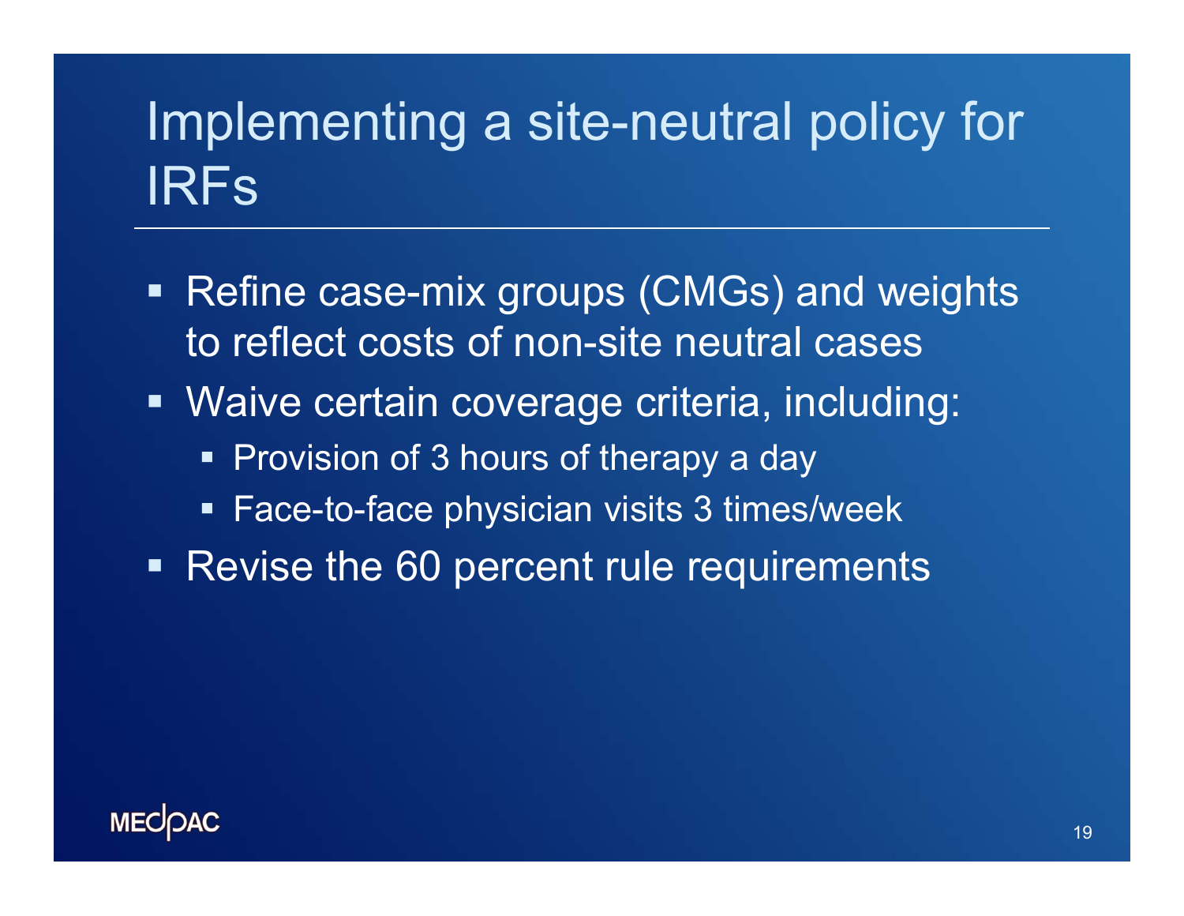# Implementing a site-neutral policy for IRFs

- Refine case-mix groups (CMGs) and weights to reflect costs of non-site neutral cases
- Waive certain coverage criteria, including:
  - Provision of 3 hours of therapy a day
  - Face-to-face physician visits 3 times/week
- Revise the 60 percent rule requirements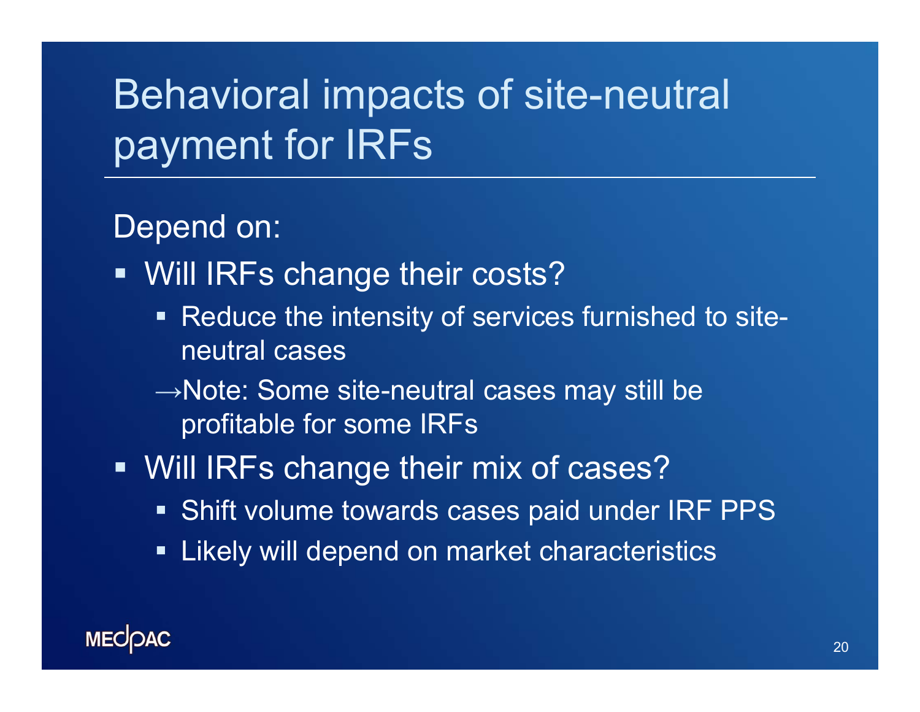# Behavioral impacts of site-neutral payment for IRFs

Depend on:

- Will IRFs change their costs?
  - Reduce the intensity of services furnished to site-neutral cases
  
  →Note: Some site-neutral cases may still be profitable for some IRFs
- Will IRFs change their mix of cases?
  - Shift volume towards cases paid under IRF PPS
  - Likely will depend on market characteristics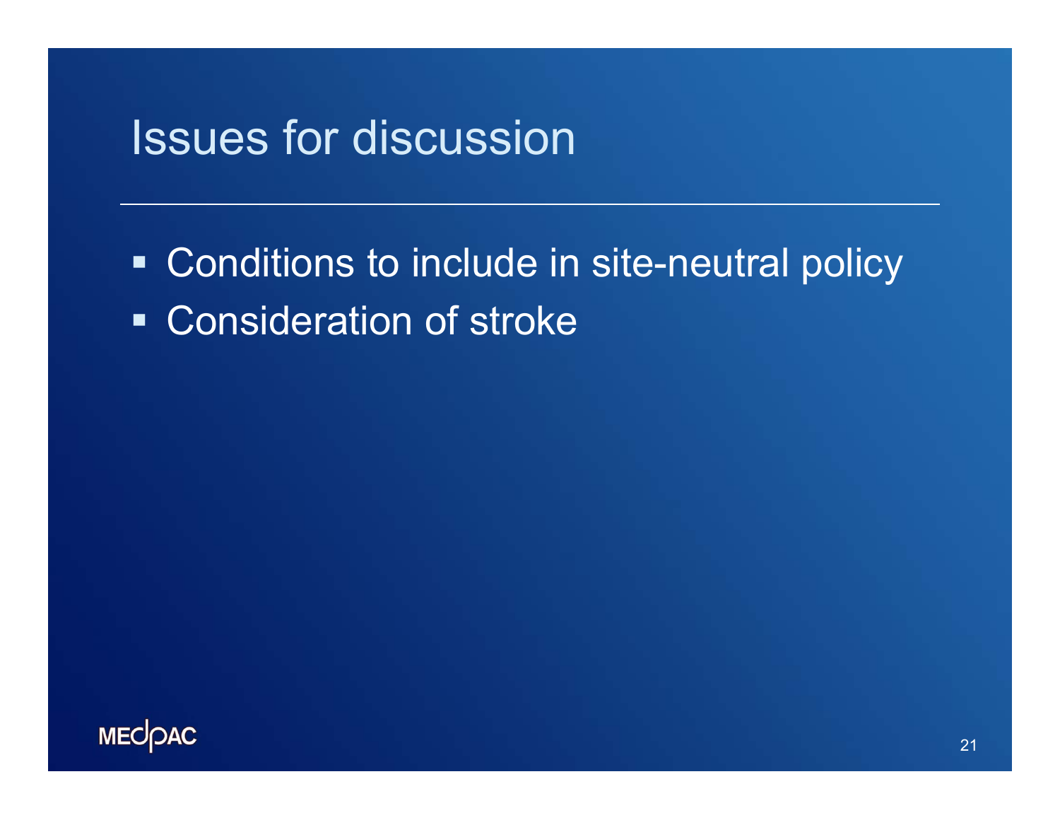# Issues for discussion

- Conditions to include in site-neutral policy
- Consideration of stroke